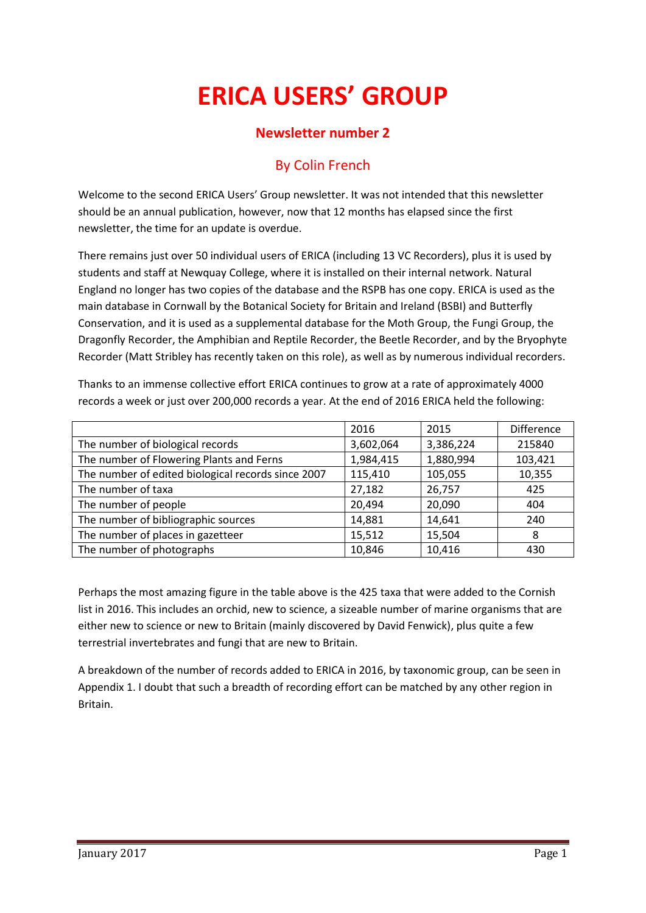# ERICA USERS' GROUP

## Newsletter number 2

### By Colin French

Welcome to the second ERICA Users' Group newsletter. It was not intended that this newsletter should be an annual publication, however, now that 12 months has elapsed since the first newsletter, the time for an update is overdue.

There remains just over 50 individual users of ERICA (including 13 VC Recorders), plus it is used by students and staff at Newquay College, where it is installed on their internal network. Natural England no longer has two copies of the database and the RSPB has one copy. ERICA is used as the main database in Cornwall by the Botanical Society for Britain and Ireland (BSBI) and Butterfly Conservation, and it is used as a supplemental database for the Moth Group, the Fungi Group, the Dragonfly Recorder, the Amphibian and Reptile Recorder, the Beetle Recorder, and by the Bryophyte Recorder (Matt Stribley has recently taken on this role), as well as by numerous individual recorders.

Thanks to an immense collective effort ERICA continues to grow at a rate of approximately 4000 records a week or just over 200,000 records a year. At the end of 2016 ERICA held the following:

| | 2016 | 2015 | Difference |
|---|---|---|---|
| The number of biological records | 3,602,064 | 3,386,224 | 215840 |
| The number of Flowering Plants and Ferns | 1,984,415 | 1,880,994 | 103,421 |
| The number of edited biological records since 2007 | 115,410 | 105,055 | 10,355 |
| The number of taxa | 27,182 | 26,757 | 425 |
| The number of people | 20,494 | 20,090 | 404 |
| The number of bibliographic sources | 14,881 | 14,641 | 240 |
| The number of places in gazetteer | 15,512 | 15,504 | 8 |
| The number of photographs | 10,846 | 10,416 | 430 |

Perhaps the most amazing figure in the table above is the 425 taxa that were added to the Cornish list in 2016. This includes an orchid, new to science, a sizeable number of marine organisms that are either new to science or new to Britain (mainly discovered by David Fenwick), plus quite a few terrestrial invertebrates and fungi that are new to Britain.

A breakdown of the number of records added to ERICA in 2016, by taxonomic group, can be seen in Appendix 1. I doubt that such a breadth of recording effort can be matched by any other region in Britain.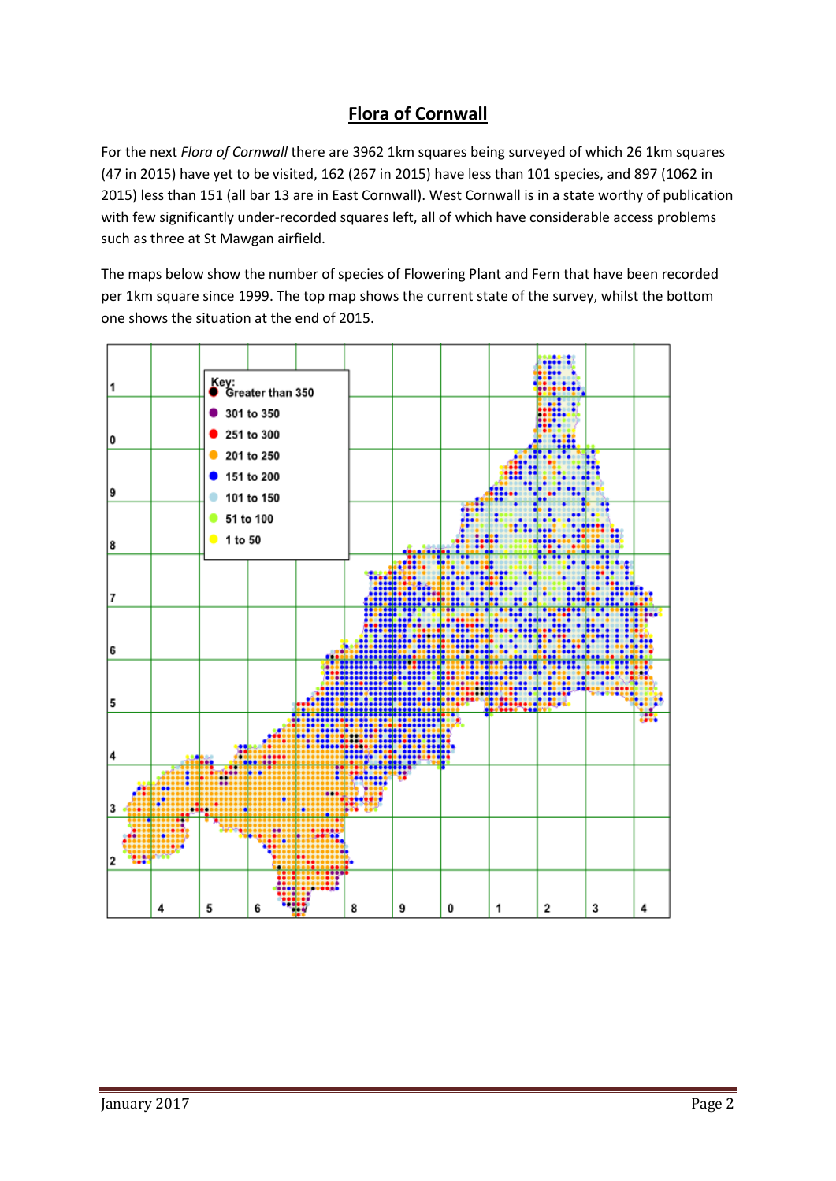# Flora of Cornwall

For the next *Flora of Cornwall* there are 3962 1km squares being surveyed of which 26 1km squares (47 in 2015) have yet to be visited, 162 (267 in 2015) have less than 101 species, and 897 (1062 in 2015) less than 151 (all bar 13 are in East Cornwall). West Cornwall is in a state worthy of publication with few significantly under-recorded squares left, all of which have considerable access problems such as three at St Mawgan airfield.

The maps below show the number of species of Flowering Plant and Fern that have been recorded per 1km square since 1999. The top map shows the current state of the survey, whilst the bottom one shows the situation at the end of 2015.

Key:
- Greater than 350
- 301 to 350
- 251 to 300
- 201 to 250
- 151 to 200
- 101 to 150
- 51 to 100
- 1 to 50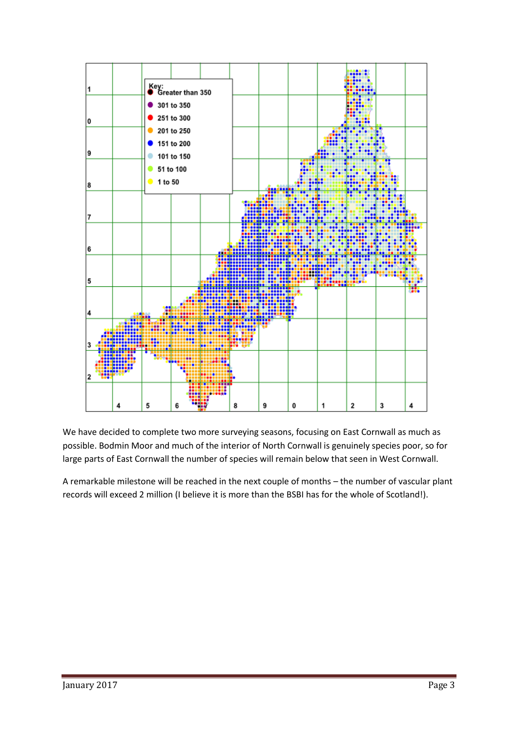We have decided to complete two more surveying seasons, focusing on East Cornwall as much as possible. Bodmin Moor and much of the interior of North Cornwall is genuinely species poor, so for large parts of East Cornwall the number of species will remain below that seen in West Cornwall.

A remarkable milestone will be reached in the next couple of months – the number of vascular plant records will exceed 2 million (I believe it is more than the BSBI has for the whole of Scotland!).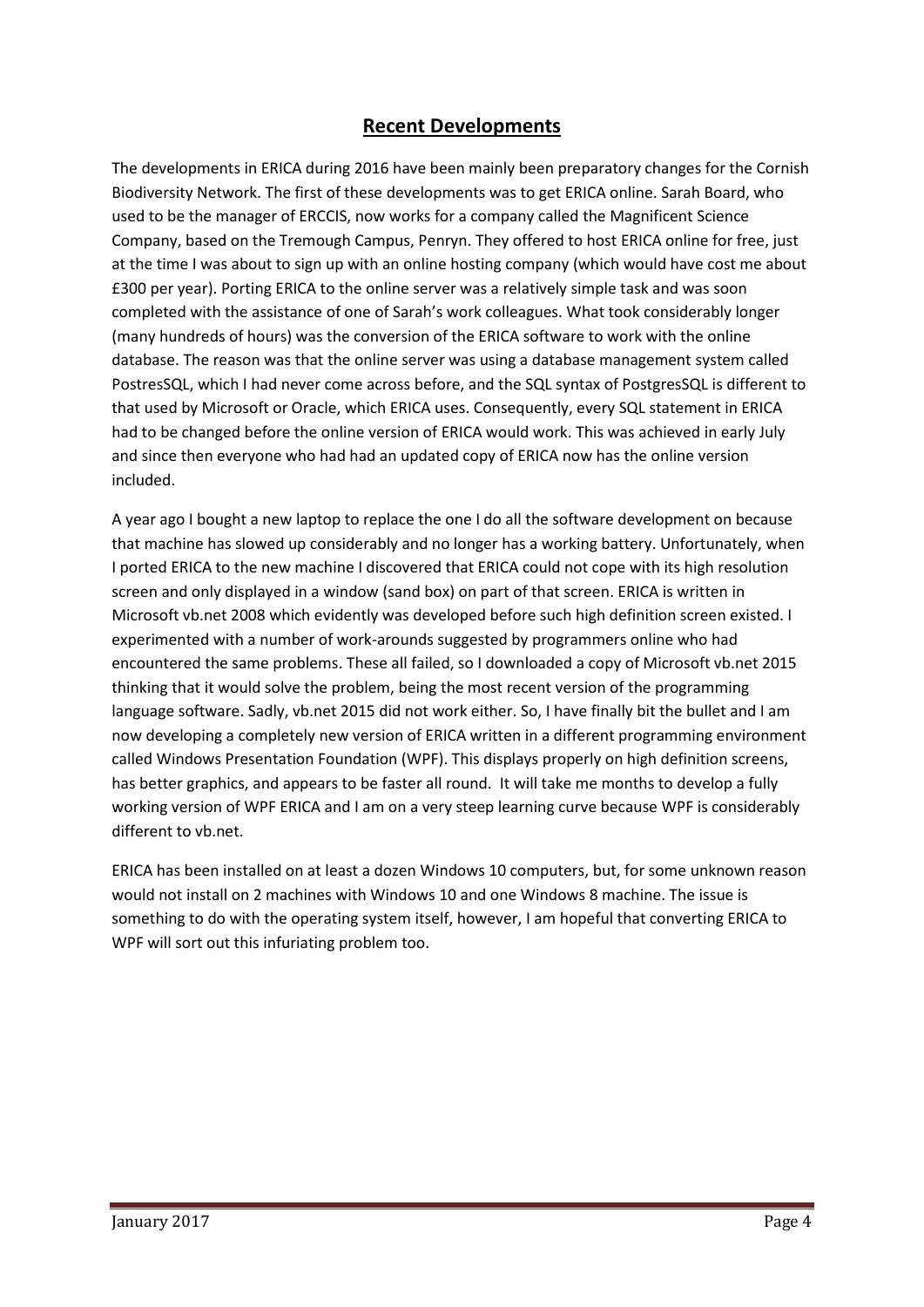## Recent Developments

The developments in ERICA during 2016 have been mainly been preparatory changes for the Cornish Biodiversity Network. The first of these developments was to get ERICA online. Sarah Board, who used to be the manager of ERCCIS, now works for a company called the Magnificent Science Company, based on the Tremough Campus, Penryn. They offered to host ERICA online for free, just at the time I was about to sign up with an online hosting company (which would have cost me about £300 per year). Porting ERICA to the online server was a relatively simple task and was soon completed with the assistance of one of Sarah's work colleagues. What took considerably longer (many hundreds of hours) was the conversion of the ERICA software to work with the online database. The reason was that the online server was using a database management system called PostresSQL, which I had never come across before, and the SQL syntax of PostgresSQL is different to that used by Microsoft or Oracle, which ERICA uses. Consequently, every SQL statement in ERICA had to be changed before the online version of ERICA would work. This was achieved in early July and since then everyone who had had an updated copy of ERICA now has the online version included.

A year ago I bought a new laptop to replace the one I do all the software development on because that machine has slowed up considerably and no longer has a working battery. Unfortunately, when I ported ERICA to the new machine I discovered that ERICA could not cope with its high resolution screen and only displayed in a window (sand box) on part of that screen. ERICA is written in Microsoft vb.net 2008 which evidently was developed before such high definition screen existed. I experimented with a number of work-arounds suggested by programmers online who had encountered the same problems. These all failed, so I downloaded a copy of Microsoft vb.net 2015 thinking that it would solve the problem, being the most recent version of the programming language software. Sadly, vb.net 2015 did not work either. So, I have finally bit the bullet and I am now developing a completely new version of ERICA written in a different programming environment called Windows Presentation Foundation (WPF). This displays properly on high definition screens, has better graphics, and appears to be faster all round. It will take me months to develop a fully working version of WPF ERICA and I am on a very steep learning curve because WPF is considerably different to vb.net.

ERICA has been installed on at least a dozen Windows 10 computers, but, for some unknown reason would not install on 2 machines with Windows 10 and one Windows 8 machine. The issue is something to do with the operating system itself, however, I am hopeful that converting ERICA to WPF will sort out this infuriating problem too.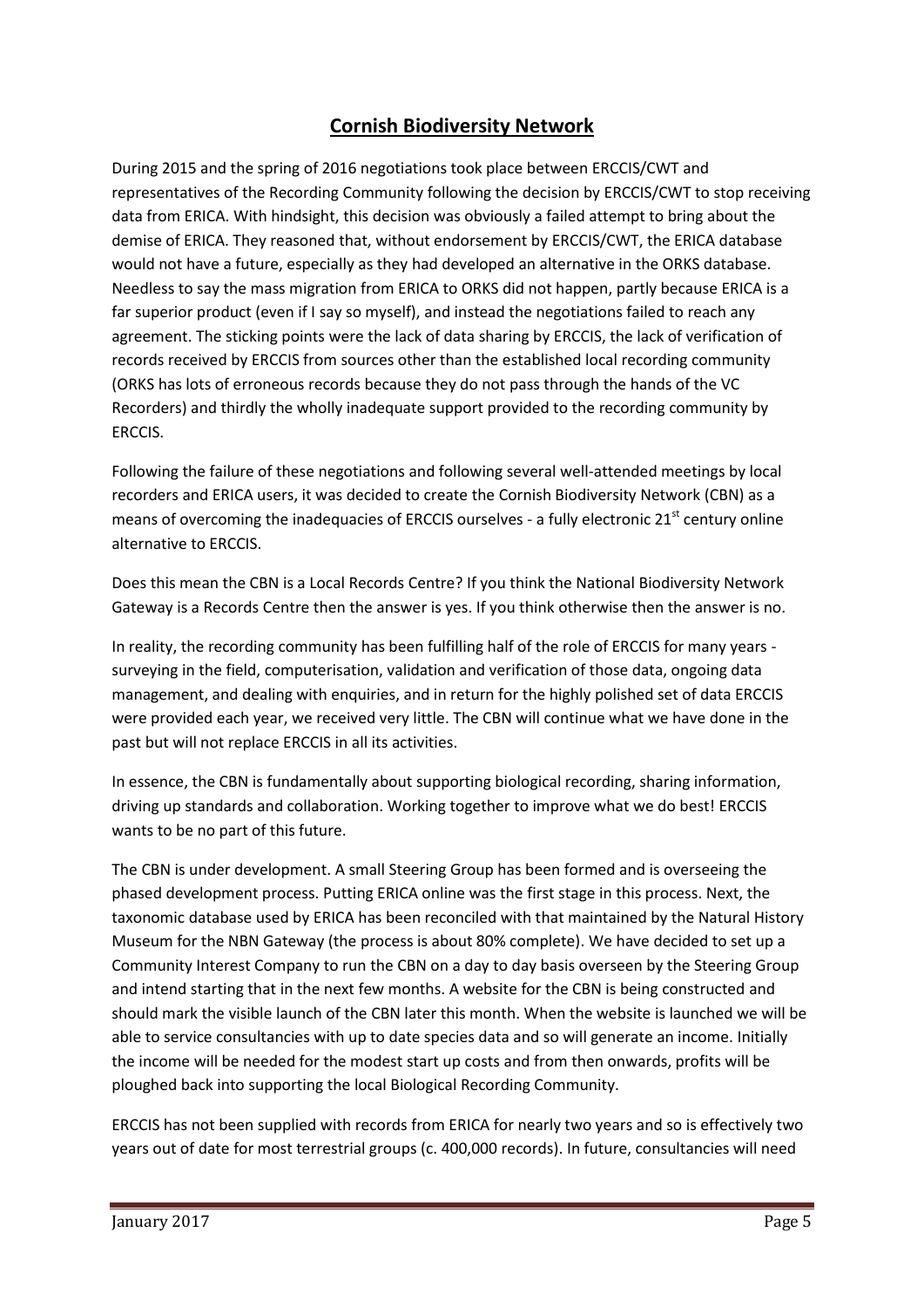## Cornish Biodiversity Network

During 2015 and the spring of 2016 negotiations took place between ERCCIS/CWT and representatives of the Recording Community following the decision by ERCCIS/CWT to stop receiving data from ERICA. With hindsight, this decision was obviously a failed attempt to bring about the demise of ERICA. They reasoned that, without endorsement by ERCCIS/CWT, the ERICA database would not have a future, especially as they had developed an alternative in the ORKS database. Needless to say the mass migration from ERICA to ORKS did not happen, partly because ERICA is a far superior product (even if I say so myself), and instead the negotiations failed to reach any agreement. The sticking points were the lack of data sharing by ERCCIS, the lack of verification of records received by ERCCIS from sources other than the established local recording community (ORKS has lots of erroneous records because they do not pass through the hands of the VC Recorders) and thirdly the wholly inadequate support provided to the recording community by ERCCIS.

Following the failure of these negotiations and following several well-attended meetings by local recorders and ERICA users, it was decided to create the Cornish Biodiversity Network (CBN) as a means of overcoming the inadequacies of ERCCIS ourselves - a fully electronic 21st century online alternative to ERCCIS.

Does this mean the CBN is a Local Records Centre? If you think the National Biodiversity Network Gateway is a Records Centre then the answer is yes. If you think otherwise then the answer is no.

In reality, the recording community has been fulfilling half of the role of ERCCIS for many years - surveying in the field, computerisation, validation and verification of those data, ongoing data management, and dealing with enquiries, and in return for the highly polished set of data ERCCIS were provided each year, we received very little. The CBN will continue what we have done in the past but will not replace ERCCIS in all its activities.

In essence, the CBN is fundamentally about supporting biological recording, sharing information, driving up standards and collaboration. Working together to improve what we do best! ERCCIS wants to be no part of this future.

The CBN is under development. A small Steering Group has been formed and is overseeing the phased development process. Putting ERICA online was the first stage in this process. Next, the taxonomic database used by ERICA has been reconciled with that maintained by the Natural History Museum for the NBN Gateway (the process is about 80% complete). We have decided to set up a Community Interest Company to run the CBN on a day to day basis overseen by the Steering Group and intend starting that in the next few months. A website for the CBN is being constructed and should mark the visible launch of the CBN later this month. When the website is launched we will be able to service consultancies with up to date species data and so will generate an income. Initially the income will be needed for the modest start up costs and from then onwards, profits will be ploughed back into supporting the local Biological Recording Community.

ERCCIS has not been supplied with records from ERICA for nearly two years and so is effectively two years out of date for most terrestrial groups (c. 400,000 records). In future, consultancies will need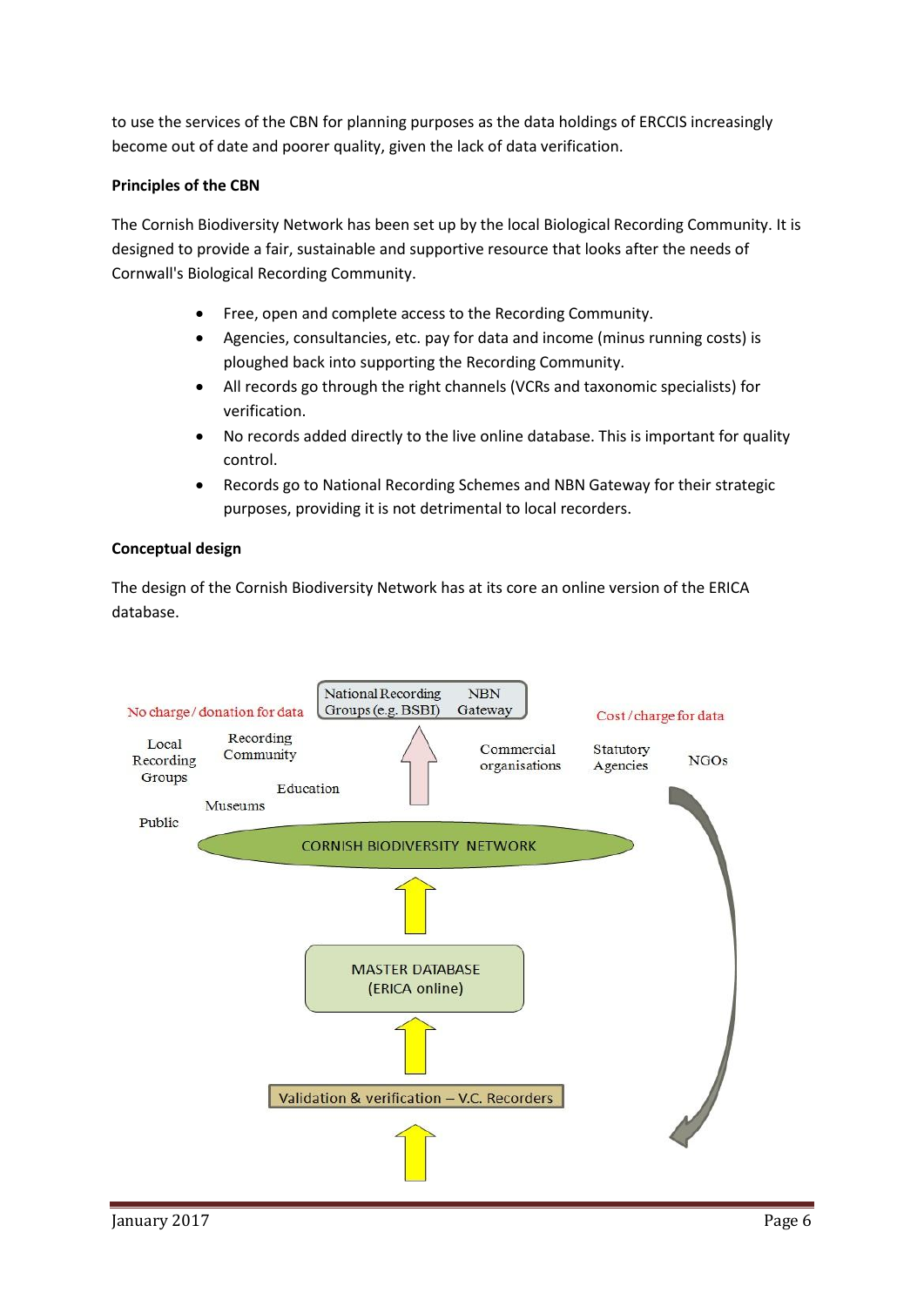to use the services of the CBN for planning purposes as the data holdings of ERCCIS increasingly become out of date and poorer quality, given the lack of data verification.

**Principles of the CBN**

The Cornish Biodiversity Network has been set up by the local Biological Recording Community. It is designed to provide a fair, sustainable and supportive resource that looks after the needs of Cornwall's Biological Recording Community.

- Free, open and complete access to the Recording Community.
- Agencies, consultancies, etc. pay for data and income (minus running costs) is ploughed back into supporting the Recording Community.
- All records go through the right channels (VCRs and taxonomic specialists) for verification.
- No records added directly to the live online database. This is important for quality control.
- Records go to National Recording Schemes and NBN Gateway for their strategic purposes, providing it is not detrimental to local recorders.

**Conceptual design**

The design of the Cornish Biodiversity Network has at its core an online version of the ERICA database.

National Recording Groups (e.g. BSBI) | NBN Gateway

No charge / donation for data: Local Recording Groups, Recording Community, Education, Museums, Public

Cost / charge for data: Commercial organisations, Statutory Agencies, NGOs

CORNISH BIODIVERSITY NETWORK

MASTER DATABASE (ERICA online)

Validation & verification – V.C. Recorders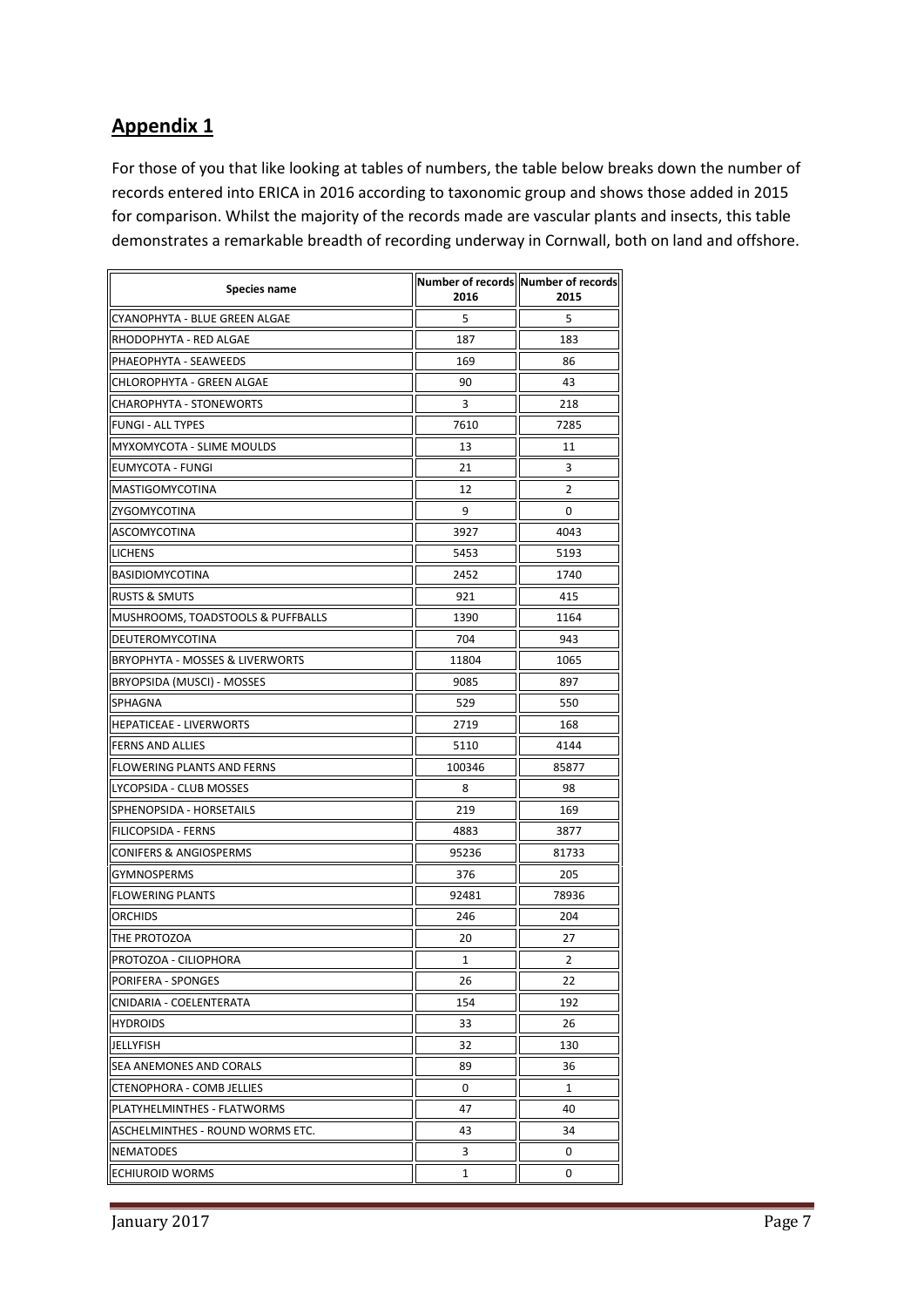## Appendix 1

For those of you that like looking at tables of numbers, the table below breaks down the number of records entered into ERICA in 2016 according to taxonomic group and shows those added in 2015 for comparison. Whilst the majority of the records made are vascular plants and insects, this table demonstrates a remarkable breadth of recording underway in Cornwall, both on land and offshore.

| Species name | Number of records 2016 | Number of records 2015 |
|---|---|---|
| CYANOPHYTA - BLUE GREEN ALGAE | 5 | 5 |
| RHODOPHYTA - RED ALGAE | 187 | 183 |
| PHAEOPHYTA - SEAWEEDS | 169 | 86 |
| CHLOROPHYTA - GREEN ALGAE | 90 | 43 |
| CHAROPHYTA - STONEWORTS | 3 | 218 |
| FUNGI - ALL TYPES | 7610 | 7285 |
| MYXOMYCOTA - SLIME MOULDS | 13 | 11 |
| EUMYCOTA - FUNGI | 21 | 3 |
| MASTIGOMYCOTINA | 12 | 2 |
| ZYGOMYCOTINA | 9 | 0 |
| ASCOMYCOTINA | 3927 | 4043 |
| LICHENS | 5453 | 5193 |
| BASIDIOMYCOTINA | 2452 | 1740 |
| RUSTS & SMUTS | 921 | 415 |
| MUSHROOMS, TOADSTOOLS & PUFFBALLS | 1390 | 1164 |
| DEUTEROMYCOTINA | 704 | 943 |
| BRYOPHYTA - MOSSES & LIVERWORTS | 11804 | 1065 |
| BRYOPSIDA (MUSCI) - MOSSES | 9085 | 897 |
| SPHAGNA | 529 | 550 |
| HEPATICEAE - LIVERWORTS | 2719 | 168 |
| FERNS AND ALLIES | 5110 | 4144 |
| FLOWERING PLANTS AND FERNS | 100346 | 85877 |
| LYCOPSIDA - CLUB MOSSES | 8 | 98 |
| SPHENOPSIDA - HORSETAILS | 219 | 169 |
| FILICOPSIDA - FERNS | 4883 | 3877 |
| CONIFERS & ANGIOSPERMS | 95236 | 81733 |
| GYMNOSPERMS | 376 | 205 |
| FLOWERING PLANTS | 92481 | 78936 |
| ORCHIDS | 246 | 204 |
| THE PROTOZOA | 20 | 27 |
| PROTOZOA - CILIOPHORA | 1 | 2 |
| PORIFERA - SPONGES | 26 | 22 |
| CNIDARIA - COELENTERATA | 154 | 192 |
| HYDROIDS | 33 | 26 |
| JELLYFISH | 32 | 130 |
| SEA ANEMONES AND CORALS | 89 | 36 |
| CTENOPHORA - COMB JELLIES | 0 | 1 |
| PLATYHELMINTHES - FLATWORMS | 47 | 40 |
| ASCHELMINTHES - ROUND WORMS ETC. | 43 | 34 |
| NEMATODES | 3 | 0 |
| ECHIUROID WORMS | 1 | 0 |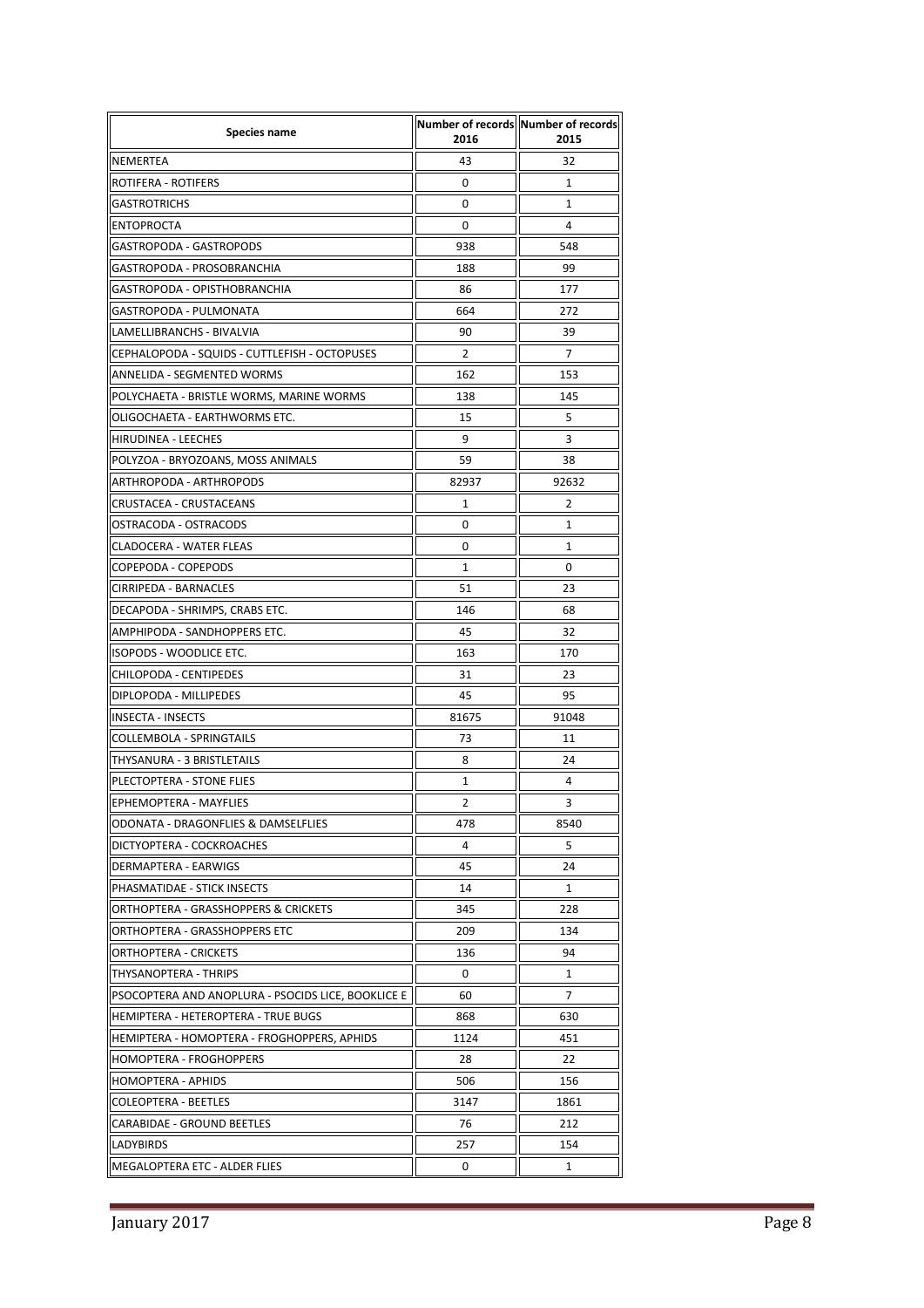| Species name | Number of records 2016 | Number of records 2015 |
|---|---|---|
| NEMERTEA | 43 | 32 |
| ROTIFERA - ROTIFERS | 0 | 1 |
| GASTROTRICHS | 0 | 1 |
| ENTOPROCTA | 0 | 4 |
| GASTROPODA - GASTROPODS | 938 | 548 |
| GASTROPODA - PROSOBRANCHIA | 188 | 99 |
| GASTROPODA - OPISTHOBRANCHIA | 86 | 177 |
| GASTROPODA - PULMONATA | 664 | 272 |
| LAMELLIBRANCHS - BIVALVIA | 90 | 39 |
| CEPHALOPODA - SQUIDS - CUTTLEFISH - OCTOPUSES | 2 | 7 |
| ANNELIDA - SEGMENTED WORMS | 162 | 153 |
| POLYCHAETA - BRISTLE WORMS, MARINE WORMS | 138 | 145 |
| OLIGOCHAETA - EARTHWORMS ETC. | 15 | 5 |
| HIRUDINEA - LEECHES | 9 | 3 |
| POLYZOA - BRYOZOANS, MOSS ANIMALS | 59 | 38 |
| ARTHROPODA - ARTHROPODS | 82937 | 92632 |
| CRUSTACEA - CRUSTACEANS | 1 | 2 |
| OSTRACODA - OSTRACODS | 0 | 1 |
| CLADOCERA - WATER FLEAS | 0 | 1 |
| COPEPODA - COPEPODS | 1 | 0 |
| CIRRIPEDA - BARNACLES | 51 | 23 |
| DECAPODA - SHRIMPS, CRABS ETC. | 146 | 68 |
| AMPHIPODA - SANDHOPPERS ETC. | 45 | 32 |
| ISOPODS - WOODLICE ETC. | 163 | 170 |
| CHILOPODA - CENTIPEDES | 31 | 23 |
| DIPLOPODA - MILLIPEDES | 45 | 95 |
| INSECTA - INSECTS | 81675 | 91048 |
| COLLEMBOLA - SPRINGTAILS | 73 | 11 |
| THYSANURA - 3 BRISTLETAILS | 8 | 24 |
| PLECTOPTERA - STONE FLIES | 1 | 4 |
| EPHEMOPTERA - MAYFLIES | 2 | 3 |
| ODONATA - DRAGONFLIES & DAMSELFLIES | 478 | 8540 |
| DICTYOPTERA - COCKROACHES | 4 | 5 |
| DERMAPTERA - EARWIGS | 45 | 24 |
| PHASMATIDAE - STICK INSECTS | 14 | 1 |
| ORTHOPTERA - GRASSHOPPERS & CRICKETS | 345 | 228 |
| ORTHOPTERA - GRASSHOPPERS ETC | 209 | 134 |
| ORTHOPTERA - CRICKETS | 136 | 94 |
| THYSANOPTERA - THRIPS | 0 | 1 |
| PSOCOPTERA AND ANOPLURA - PSOCIDS LICE, BOOKLICE E | 60 | 7 |
| HEMIPTERA - HETEROPTERA - TRUE BUGS | 868 | 630 |
| HEMIPTERA - HOMOPTERA - FROGHOPPERS, APHIDS | 1124 | 451 |
| HOMOPTERA - FROGHOPPERS | 28 | 22 |
| HOMOPTERA - APHIDS | 506 | 156 |
| COLEOPTERA - BEETLES | 3147 | 1861 |
| CARABIDAE - GROUND BEETLES | 76 | 212 |
| LADYBIRDS | 257 | 154 |
| MEGALOPTERA ETC - ALDER FLIES | 0 | 1 |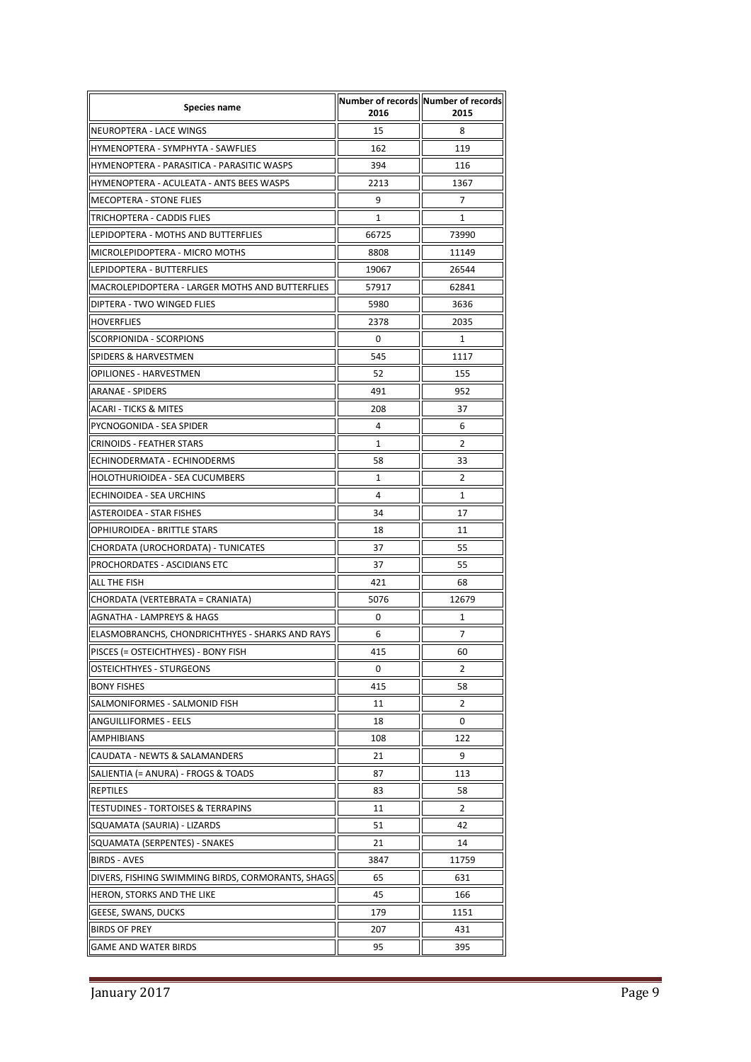| Species name | Number of records 2016 | Number of records 2015 |
|---|---|---|
| NEUROPTERA - LACE WINGS | 15 | 8 |
| HYMENOPTERA - SYMPHYTA - SAWFLIES | 162 | 119 |
| HYMENOPTERA - PARASITICA - PARASITIC WASPS | 394 | 116 |
| HYMENOPTERA - ACULEATA - ANTS BEES WASPS | 2213 | 1367 |
| MECOPTERA - STONE FLIES | 9 | 7 |
| TRICHOPTERA - CADDIS FLIES | 1 | 1 |
| LEPIDOPTERA - MOTHS AND BUTTERFLIES | 66725 | 73990 |
| MICROLEPIDOPTERA - MICRO MOTHS | 8808 | 11149 |
| LEPIDOPTERA - BUTTERFLIES | 19067 | 26544 |
| MACROLEPIDOPTERA - LARGER MOTHS AND BUTTERFLIES | 57917 | 62841 |
| DIPTERA - TWO WINGED FLIES | 5980 | 3636 |
| HOVERFLIES | 2378 | 2035 |
| SCORPIONIDA - SCORPIONS | 0 | 1 |
| SPIDERS & HARVESTMEN | 545 | 1117 |
| OPILIONES - HARVESTMEN | 52 | 155 |
| ARANAE - SPIDERS | 491 | 952 |
| ACARI - TICKS & MITES | 208 | 37 |
| PYCNOGONIDA - SEA SPIDER | 4 | 6 |
| CRINOIDS - FEATHER STARS | 1 | 2 |
| ECHINODERMATA - ECHINODERMS | 58 | 33 |
| HOLOTHURIOIDEA - SEA CUCUMBERS | 1 | 2 |
| ECHINOIDEA - SEA URCHINS | 4 | 1 |
| ASTEROIDEA - STAR FISHES | 34 | 17 |
| OPHIUROIDEA - BRITTLE STARS | 18 | 11 |
| CHORDATA (UROCHORDATA) - TUNICATES | 37 | 55 |
| PROCHORDATES - ASCIDIANS ETC | 37 | 55 |
| ALL THE FISH | 421 | 68 |
| CHORDATA (VERTEBRATA = CRANIATA) | 5076 | 12679 |
| AGNATHA - LAMPREYS & HAGS | 0 | 1 |
| ELASMOBRANCHS, CHONDRICHTHYES - SHARKS AND RAYS | 6 | 7 |
| PISCES (= OSTEICHTHYES) - BONY FISH | 415 | 60 |
| OSTEICHTHYES - STURGEONS | 0 | 2 |
| BONY FISHES | 415 | 58 |
| SALMONIFORMES - SALMONID FISH | 11 | 2 |
| ANGUILLIFORMES - EELS | 18 | 0 |
| AMPHIBIANS | 108 | 122 |
| CAUDATA - NEWTS & SALAMANDERS | 21 | 9 |
| SALIENTIA (= ANURA) - FROGS & TOADS | 87 | 113 |
| REPTILES | 83 | 58 |
| TESTUDINES - TORTOISES & TERRAPINS | 11 | 2 |
| SQUAMATA (SAURIA) - LIZARDS | 51 | 42 |
| SQUAMATA (SERPENTES) - SNAKES | 21 | 14 |
| BIRDS - AVES | 3847 | 11759 |
| DIVERS, FISHING SWIMMING BIRDS, CORMORANTS, SHAGS | 65 | 631 |
| HERON, STORKS AND THE LIKE | 45 | 166 |
| GEESE, SWANS, DUCKS | 179 | 1151 |
| BIRDS OF PREY | 207 | 431 |
| GAME AND WATER BIRDS | 95 | 395 |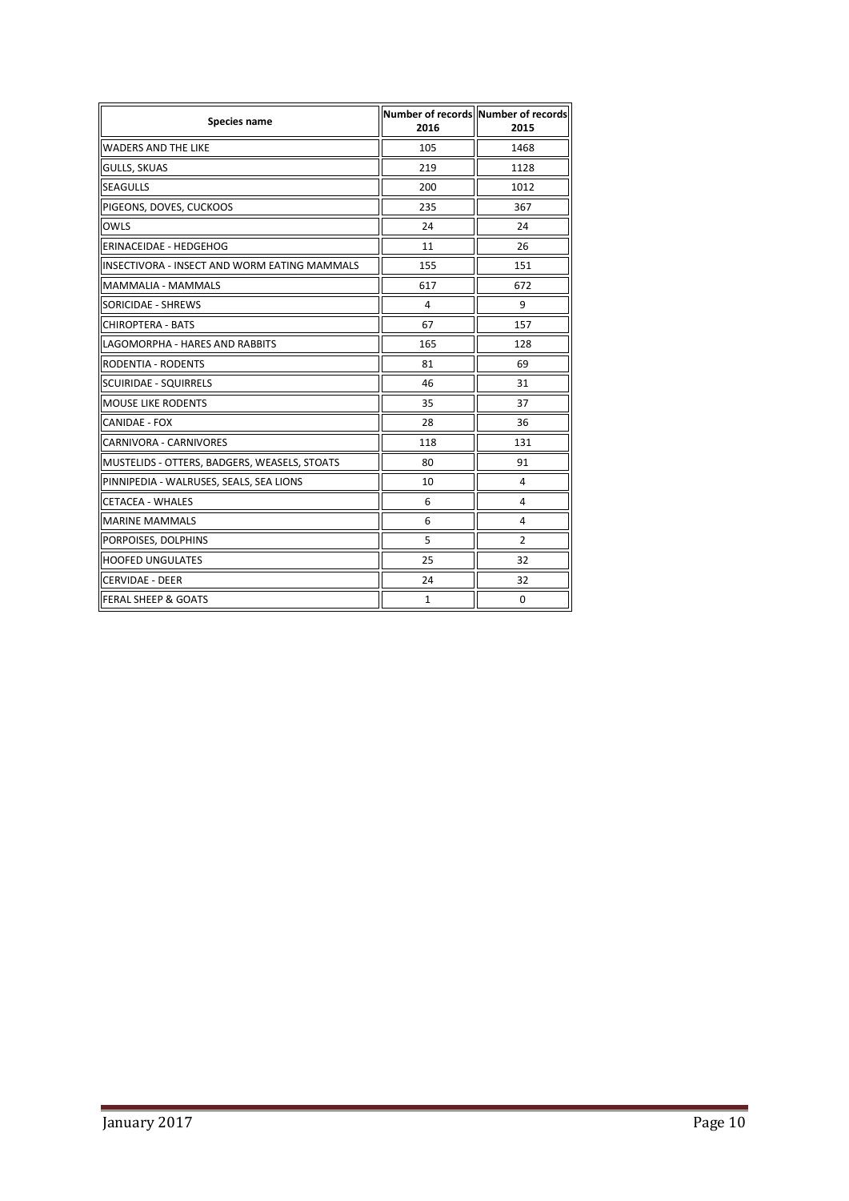| Species name | Number of records 2016 | Number of records 2015 |
|---|---|---|
| WADERS AND THE LIKE | 105 | 1468 |
| GULLS, SKUAS | 219 | 1128 |
| SEAGULLS | 200 | 1012 |
| PIGEONS, DOVES, CUCKOOS | 235 | 367 |
| OWLS | 24 | 24 |
| ERINACEIDAE - HEDGEHOG | 11 | 26 |
| INSECTIVORA - INSECT AND WORM EATING MAMMALS | 155 | 151 |
| MAMMALIA - MAMMALS | 617 | 672 |
| SORICIDAE - SHREWS | 4 | 9 |
| CHIROPTERA - BATS | 67 | 157 |
| LAGOMORPHA - HARES AND RABBITS | 165 | 128 |
| RODENTIA - RODENTS | 81 | 69 |
| SCUIRIDAE - SQUIRRELS | 46 | 31 |
| MOUSE LIKE RODENTS | 35 | 37 |
| CANIDAE - FOX | 28 | 36 |
| CARNIVORA - CARNIVORES | 118 | 131 |
| MUSTELIDS - OTTERS, BADGERS, WEASELS, STOATS | 80 | 91 |
| PINNIPEDIA - WALRUSES, SEALS, SEA LIONS | 10 | 4 |
| CETACEA - WHALES | 6 | 4 |
| MARINE MAMMALS | 6 | 4 |
| PORPOISES, DOLPHINS | 5 | 2 |
| HOOFED UNGULATES | 25 | 32 |
| CERVIDAE - DEER | 24 | 32 |
| FERAL SHEEP & GOATS | 1 | 0 |